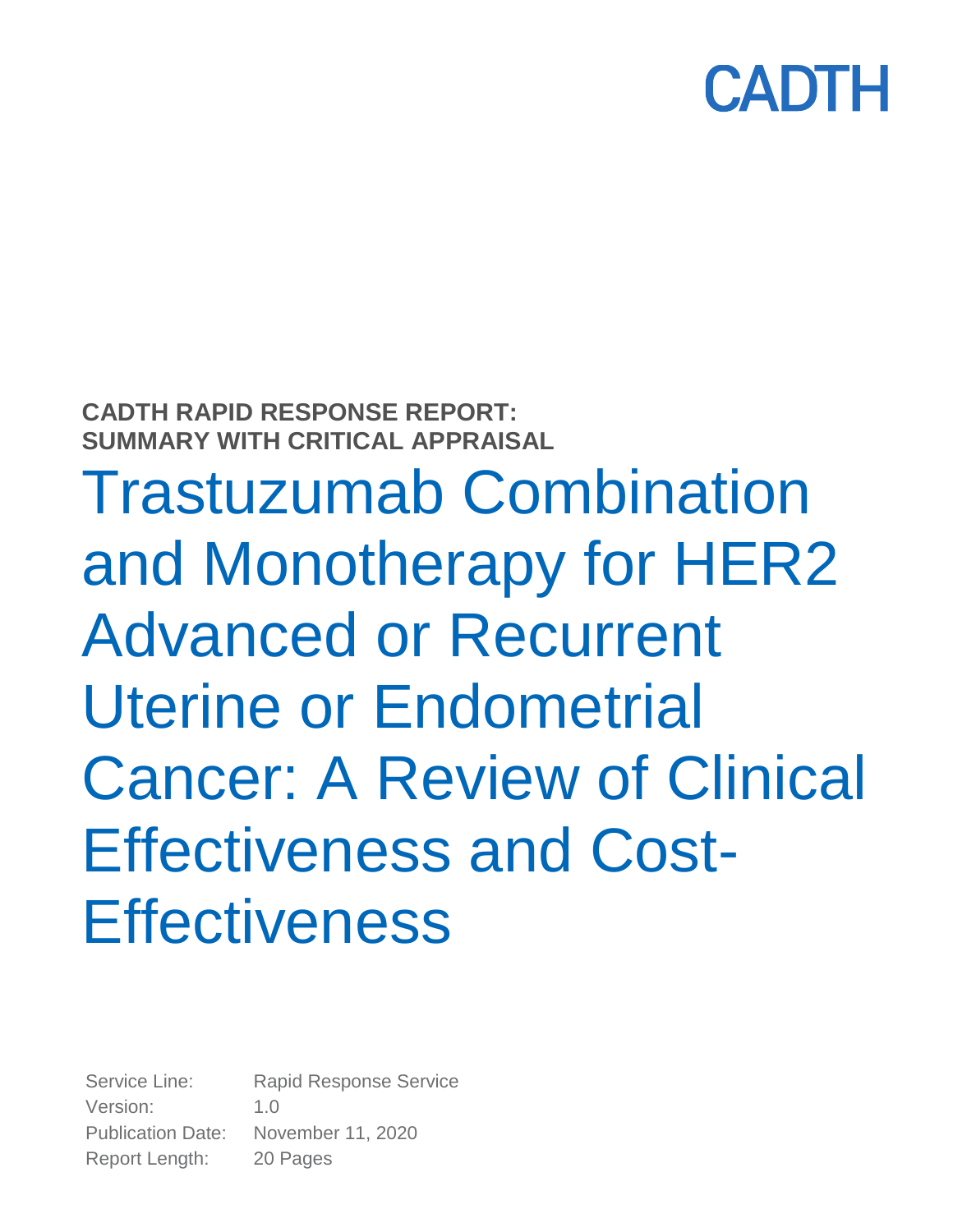CADTH

**CADTH RAPID RESPONSE REPORT: SUMMARY WITH CRITICAL APPRAISAL**

# Trastuzumab Combination and Monotherapy for HER2 Advanced or Recurrent Uterine or Endometrial Cancer: A Review of Clinical Effectiveness and Cost-Effectiveness

Service Line: Rapid Response Service
Version: 1.0
Publication Date: November 11, 2020
Report Length: 20 Pages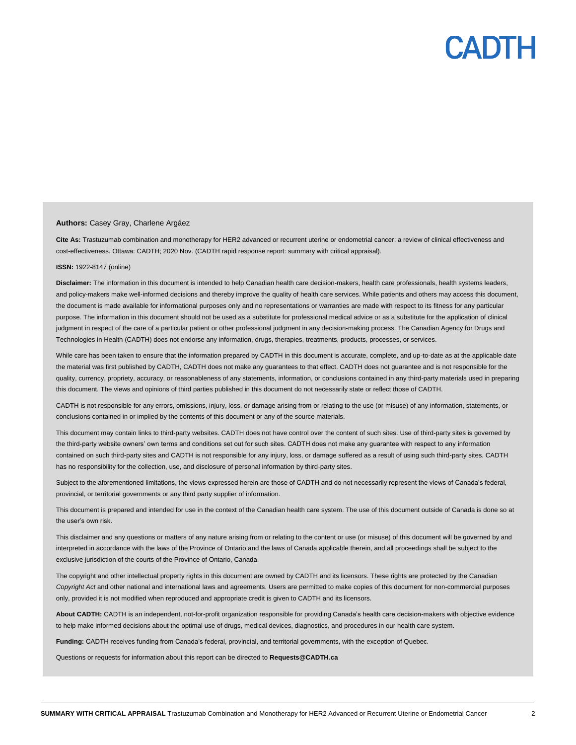**Authors:** Casey Gray, Charlene Argáez

**Cite As:** Trastuzumab combination and monotherapy for HER2 advanced or recurrent uterine or endometrial cancer: a review of clinical effectiveness and cost-effectiveness. Ottawa: CADTH; 2020 Nov. (CADTH rapid response report: summary with critical appraisal).

**ISSN:** 1922-8147 (online)

**Disclaimer:** The information in this document is intended to help Canadian health care decision-makers, health care professionals, health systems leaders, and policy-makers make well-informed decisions and thereby improve the quality of health care services. While patients and others may access this document, the document is made available for informational purposes only and no representations or warranties are made with respect to its fitness for any particular purpose. The information in this document should not be used as a substitute for professional medical advice or as a substitute for the application of clinical judgment in respect of the care of a particular patient or other professional judgment in any decision-making process. The Canadian Agency for Drugs and Technologies in Health (CADTH) does not endorse any information, drugs, therapies, treatments, products, processes, or services.

While care has been taken to ensure that the information prepared by CADTH in this document is accurate, complete, and up-to-date as at the applicable date the material was first published by CADTH, CADTH does not make any guarantees to that effect. CADTH does not guarantee and is not responsible for the quality, currency, propriety, accuracy, or reasonableness of any statements, information, or conclusions contained in any third-party materials used in preparing this document. The views and opinions of third parties published in this document do not necessarily state or reflect those of CADTH.

CADTH is not responsible for any errors, omissions, injury, loss, or damage arising from or relating to the use (or misuse) of any information, statements, or conclusions contained in or implied by the contents of this document or any of the source materials.

This document may contain links to third-party websites. CADTH does not have control over the content of such sites. Use of third-party sites is governed by the third-party website owners' own terms and conditions set out for such sites. CADTH does not make any guarantee with respect to any information contained on such third-party sites and CADTH is not responsible for any injury, loss, or damage suffered as a result of using such third-party sites. CADTH has no responsibility for the collection, use, and disclosure of personal information by third-party sites.

Subject to the aforementioned limitations, the views expressed herein are those of CADTH and do not necessarily represent the views of Canada's federal, provincial, or territorial governments or any third party supplier of information.

This document is prepared and intended for use in the context of the Canadian health care system. The use of this document outside of Canada is done so at the user's own risk.

This disclaimer and any questions or matters of any nature arising from or relating to the content or use (or misuse) of this document will be governed by and interpreted in accordance with the laws of the Province of Ontario and the laws of Canada applicable therein, and all proceedings shall be subject to the exclusive jurisdiction of the courts of the Province of Ontario, Canada.

The copyright and other intellectual property rights in this document are owned by CADTH and its licensors. These rights are protected by the Canadian *Copyright Act* and other national and international laws and agreements. Users are permitted to make copies of this document for non-commercial purposes only, provided it is not modified when reproduced and appropriate credit is given to CADTH and its licensors.

**About CADTH:** CADTH is an independent, not-for-profit organization responsible for providing Canada's health care decision-makers with objective evidence to help make informed decisions about the optimal use of drugs, medical devices, diagnostics, and procedures in our health care system.

**Funding:** CADTH receives funding from Canada's federal, provincial, and territorial governments, with the exception of Quebec.

Questions or requests for information about this report can be directed to **Requests@CADTH.ca**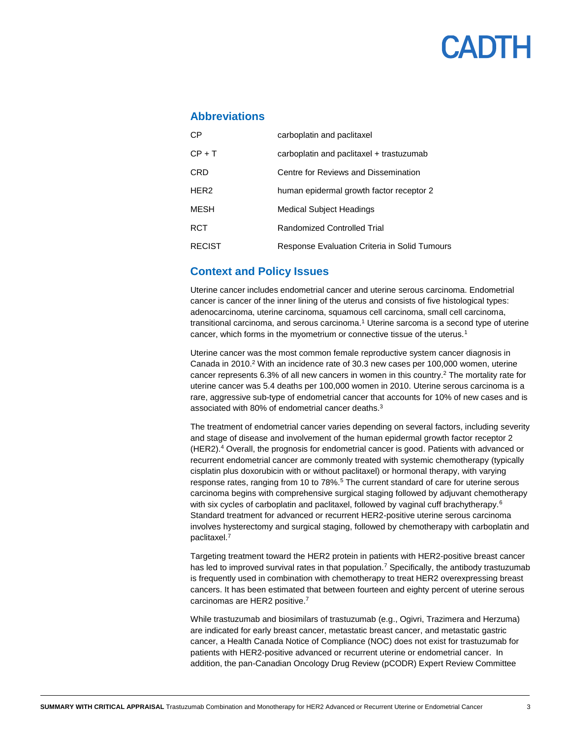## Abbreviations

| | |
|---|---|
| CP | carboplatin and paclitaxel |
| CP + T | carboplatin and paclitaxel + trastuzumab |
| CRD | Centre for Reviews and Dissemination |
| HER2 | human epidermal growth factor receptor 2 |
| MESH | Medical Subject Headings |
| RCT | Randomized Controlled Trial |
| RECIST | Response Evaluation Criteria in Solid Tumours |

## Context and Policy Issues

Uterine cancer includes endometrial cancer and uterine serous carcinoma. Endometrial cancer is cancer of the inner lining of the uterus and consists of five histological types: adenocarcinoma, uterine carcinoma, squamous cell carcinoma, small cell carcinoma, transitional carcinoma, and serous carcinoma.[1] Uterine sarcoma is a second type of uterine cancer, which forms in the myometrium or connective tissue of the uterus.[1]

Uterine cancer was the most common female reproductive system cancer diagnosis in Canada in 2010.[2] With an incidence rate of 30.3 new cases per 100,000 women, uterine cancer represents 6.3% of all new cancers in women in this country.[2] The mortality rate for uterine cancer was 5.4 deaths per 100,000 women in 2010. Uterine serous carcinoma is a rare, aggressive sub-type of endometrial cancer that accounts for 10% of new cases and is associated with 80% of endometrial cancer deaths.[3]

The treatment of endometrial cancer varies depending on several factors, including severity and stage of disease and involvement of the human epidermal growth factor receptor 2 (HER2).[4] Overall, the prognosis for endometrial cancer is good. Patients with advanced or recurrent endometrial cancer are commonly treated with systemic chemotherapy (typically cisplatin plus doxorubicin with or without paclitaxel) or hormonal therapy, with varying response rates, ranging from 10 to 78%.[5] The current standard of care for uterine serous carcinoma begins with comprehensive surgical staging followed by adjuvant chemotherapy with six cycles of carboplatin and paclitaxel, followed by vaginal cuff brachytherapy.[6] Standard treatment for advanced or recurrent HER2-positive uterine serous carcinoma involves hysterectomy and surgical staging, followed by chemotherapy with carboplatin and paclitaxel.[7]

Targeting treatment toward the HER2 protein in patients with HER2-positive breast cancer has led to improved survival rates in that population.[7] Specifically, the antibody trastuzumab is frequently used in combination with chemotherapy to treat HER2 overexpressing breast cancers. It has been estimated that between fourteen and eighty percent of uterine serous carcinomas are HER2 positive.[7]

While trastuzumab and biosimilars of trastuzumab (e.g., Ogivri, Trazimera and Herzuma) are indicated for early breast cancer, metastatic breast cancer, and metastatic gastric cancer, a Health Canada Notice of Compliance (NOC) does not exist for trastuzumab for patients with HER2-positive advanced or recurrent uterine or endometrial cancer. In addition, the pan-Canadian Oncology Drug Review (pCODR) Expert Review Committee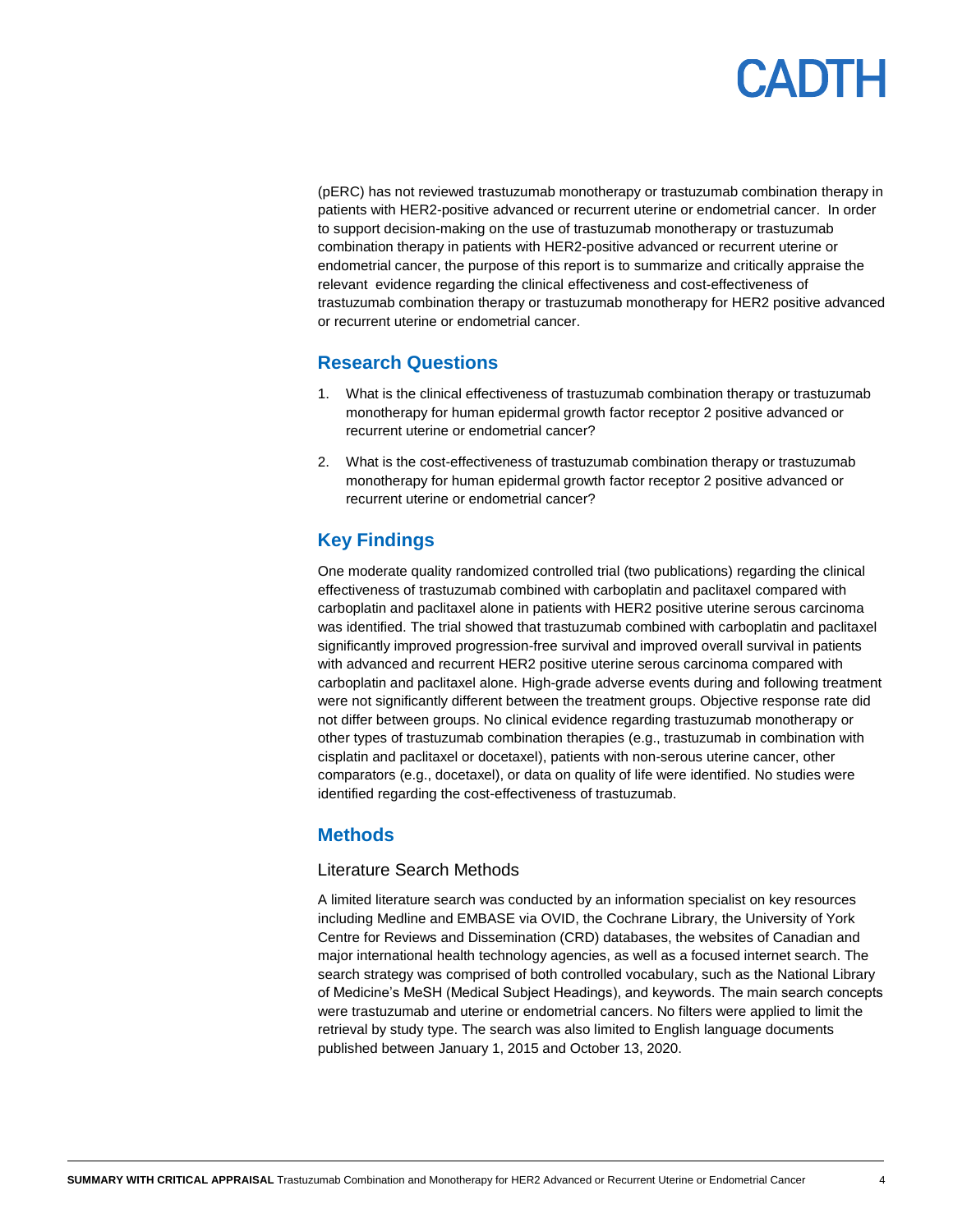(pERC) has not reviewed trastuzumab monotherapy or trastuzumab combination therapy in patients with HER2-positive advanced or recurrent uterine or endometrial cancer. In order to support decision-making on the use of trastuzumab monotherapy or trastuzumab combination therapy in patients with HER2-positive advanced or recurrent uterine or endometrial cancer, the purpose of this report is to summarize and critically appraise the relevant evidence regarding the clinical effectiveness and cost-effectiveness of trastuzumab combination therapy or trastuzumab monotherapy for HER2 positive advanced or recurrent uterine or endometrial cancer.

## Research Questions

1. What is the clinical effectiveness of trastuzumab combination therapy or trastuzumab monotherapy for human epidermal growth factor receptor 2 positive advanced or recurrent uterine or endometrial cancer?
2. What is the cost-effectiveness of trastuzumab combination therapy or trastuzumab monotherapy for human epidermal growth factor receptor 2 positive advanced or recurrent uterine or endometrial cancer?

## Key Findings

One moderate quality randomized controlled trial (two publications) regarding the clinical effectiveness of trastuzumab combined with carboplatin and paclitaxel compared with carboplatin and paclitaxel alone in patients with HER2 positive uterine serous carcinoma was identified. The trial showed that trastuzumab combined with carboplatin and paclitaxel significantly improved progression-free survival and improved overall survival in patients with advanced and recurrent HER2 positive uterine serous carcinoma compared with carboplatin and paclitaxel alone. High-grade adverse events during and following treatment were not significantly different between the treatment groups. Objective response rate did not differ between groups. No clinical evidence regarding trastuzumab monotherapy or other types of trastuzumab combination therapies (e.g., trastuzumab in combination with cisplatin and paclitaxel or docetaxel), patients with non-serous uterine cancer, other comparators (e.g., docetaxel), or data on quality of life were identified. No studies were identified regarding the cost-effectiveness of trastuzumab.

## Methods

### Literature Search Methods

A limited literature search was conducted by an information specialist on key resources including Medline and EMBASE via OVID, the Cochrane Library, the University of York Centre for Reviews and Dissemination (CRD) databases, the websites of Canadian and major international health technology agencies, as well as a focused internet search. The search strategy was comprised of both controlled vocabulary, such as the National Library of Medicine's MeSH (Medical Subject Headings), and keywords. The main search concepts were trastuzumab and uterine or endometrial cancers. No filters were applied to limit the retrieval by study type. The search was also limited to English language documents published between January 1, 2015 and October 13, 2020.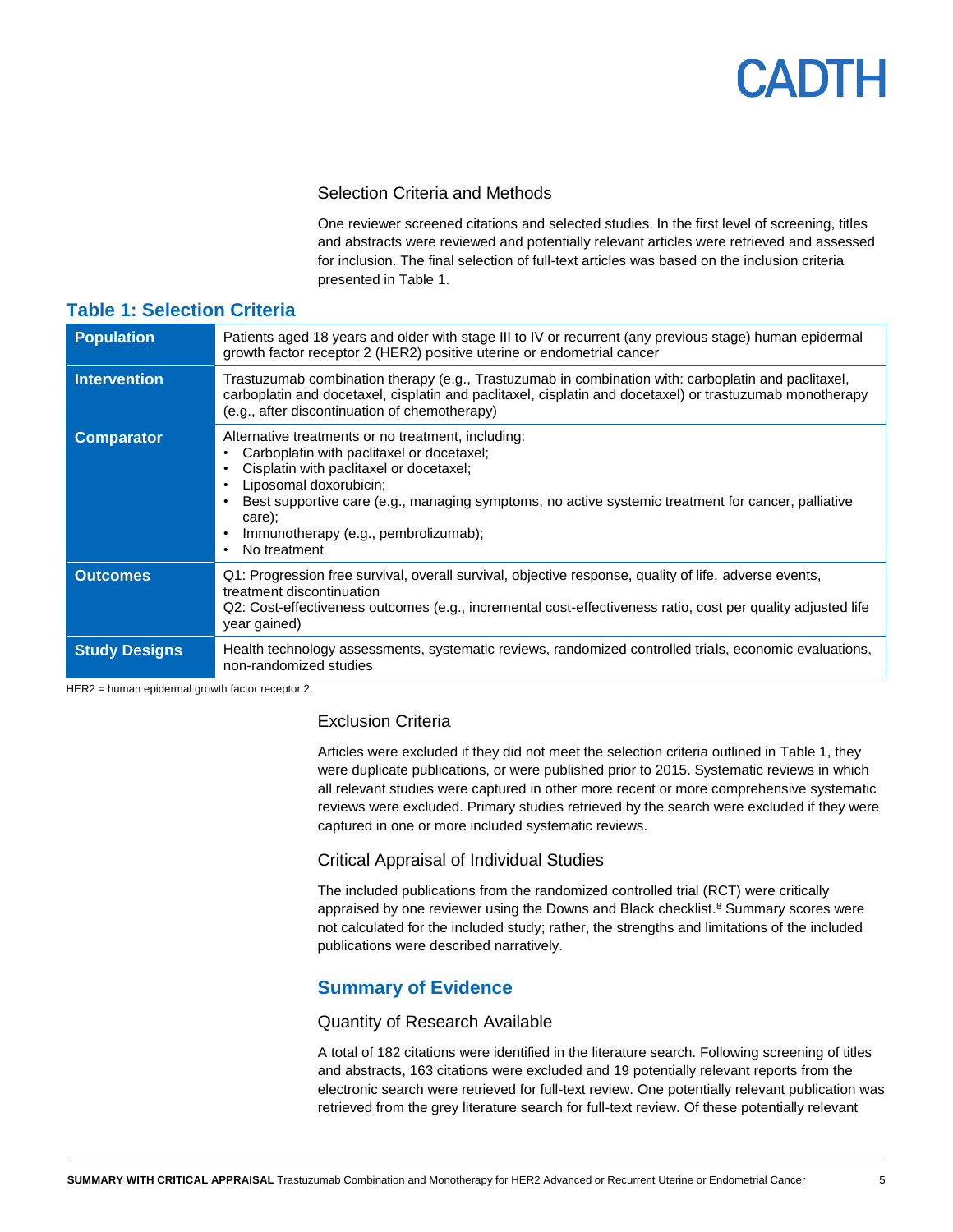### Selection Criteria and Methods

One reviewer screened citations and selected studies. In the first level of screening, titles and abstracts were reviewed and potentially relevant articles were retrieved and assessed for inclusion. The final selection of full-text articles was based on the inclusion criteria presented in Table 1.

## Table 1: Selection Criteria

| | |
|---|---|
| **Population** | Patients aged 18 years and older with stage III to IV or recurrent (any previous stage) human epidermal growth factor receptor 2 (HER2) positive uterine or endometrial cancer |
| **Intervention** | Trastuzumab combination therapy (e.g., Trastuzumab in combination with: carboplatin and paclitaxel, carboplatin and docetaxel, cisplatin and paclitaxel, cisplatin and docetaxel) or trastuzumab monotherapy (e.g., after discontinuation of chemotherapy) |
| **Comparator** | Alternative treatments or no treatment, including: <br>• Carboplatin with paclitaxel or docetaxel; <br>• Cisplatin with paclitaxel or docetaxel; <br>• Liposomal doxorubicin; <br>• Best supportive care (e.g., managing symptoms, no active systemic treatment for cancer, palliative care); <br>• Immunotherapy (e.g., pembrolizumab); <br>• No treatment |
| **Outcomes** | Q1: Progression free survival, overall survival, objective response, quality of life, adverse events, treatment discontinuation <br>Q2: Cost-effectiveness outcomes (e.g., incremental cost-effectiveness ratio, cost per quality adjusted life year gained) |
| **Study Designs** | Health technology assessments, systematic reviews, randomized controlled trials, economic evaluations, non-randomized studies |

HER2 = human epidermal growth factor receptor 2.

### Exclusion Criteria

Articles were excluded if they did not meet the selection criteria outlined in Table 1, they were duplicate publications, or were published prior to 2015. Systematic reviews in which all relevant studies were captured in other more recent or more comprehensive systematic reviews were excluded. Primary studies retrieved by the search were excluded if they were captured in one or more included systematic reviews.

### Critical Appraisal of Individual Studies

The included publications from the randomized controlled trial (RCT) were critically appraised by one reviewer using the Downs and Black checklist.[8] Summary scores were not calculated for the included study; rather, the strengths and limitations of the included publications were described narratively.

## Summary of Evidence

### Quantity of Research Available

A total of 182 citations were identified in the literature search. Following screening of titles and abstracts, 163 citations were excluded and 19 potentially relevant reports from the electronic search were retrieved for full-text review. One potentially relevant publication was retrieved from the grey literature search for full-text review. Of these potentially relevant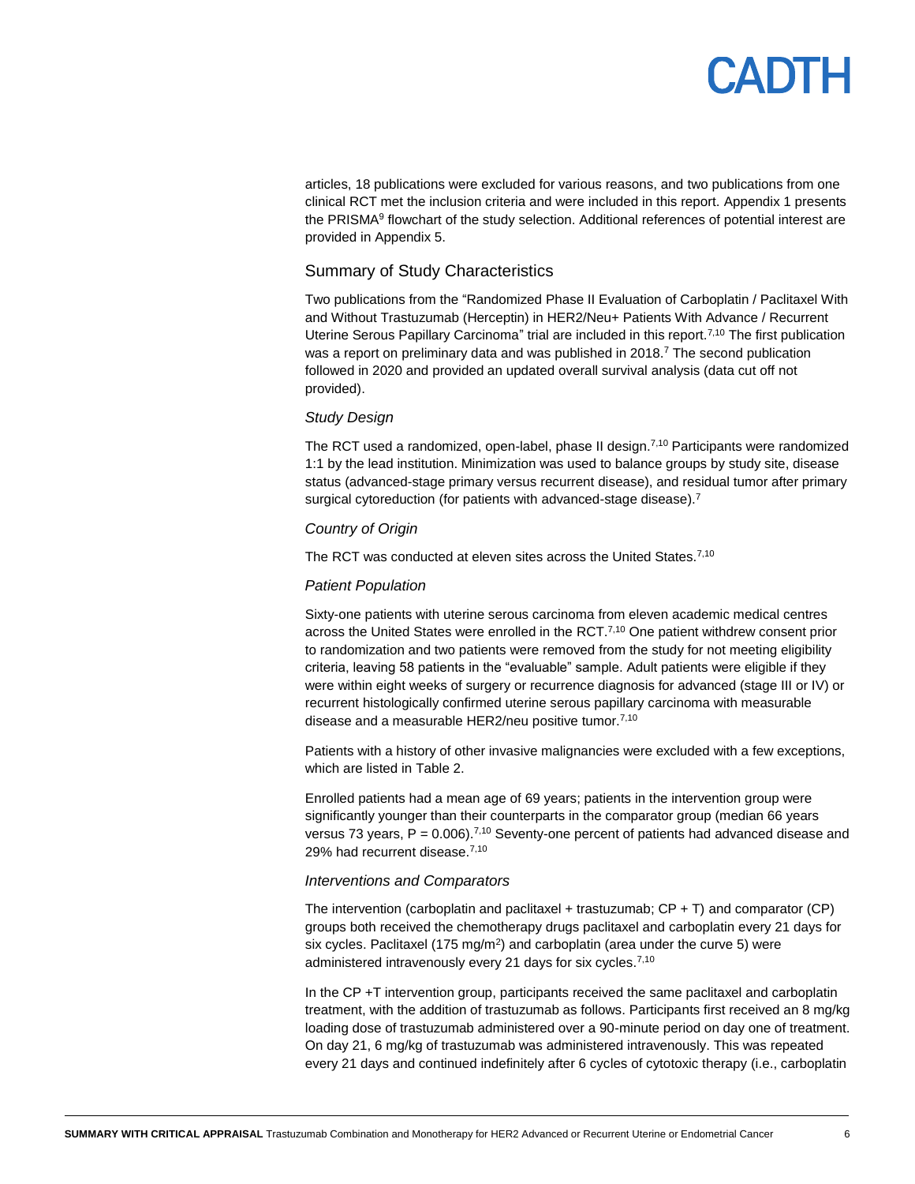articles, 18 publications were excluded for various reasons, and two publications from one clinical RCT met the inclusion criteria and were included in this report. Appendix 1 presents the PRISMA[9] flowchart of the study selection. Additional references of potential interest are provided in Appendix 5.

## Summary of Study Characteristics

Two publications from the "Randomized Phase II Evaluation of Carboplatin / Paclitaxel With and Without Trastuzumab (Herceptin) in HER2/Neu+ Patients With Advance / Recurrent Uterine Serous Papillary Carcinoma" trial are included in this report.[7,10] The first publication was a report on preliminary data and was published in 2018.[7] The second publication followed in 2020 and provided an updated overall survival analysis (data cut off not provided).

### *Study Design*

The RCT used a randomized, open-label, phase II design.[7,10] Participants were randomized 1:1 by the lead institution. Minimization was used to balance groups by study site, disease status (advanced-stage primary versus recurrent disease), and residual tumor after primary surgical cytoreduction (for patients with advanced-stage disease).[7]

### *Country of Origin*

The RCT was conducted at eleven sites across the United States.[7,10]

### *Patient Population*

Sixty-one patients with uterine serous carcinoma from eleven academic medical centres across the United States were enrolled in the RCT.[7,10] One patient withdrew consent prior to randomization and two patients were removed from the study for not meeting eligibility criteria, leaving 58 patients in the "evaluable" sample. Adult patients were eligible if they were within eight weeks of surgery or recurrence diagnosis for advanced (stage III or IV) or recurrent histologically confirmed uterine serous papillary carcinoma with measurable disease and a measurable HER2/neu positive tumor.[7,10]

Patients with a history of other invasive malignancies were excluded with a few exceptions, which are listed in Table 2.

Enrolled patients had a mean age of 69 years; patients in the intervention group were significantly younger than their counterparts in the comparator group (median 66 years versus 73 years, $P = 0.006$).[7,10] Seventy-one percent of patients had advanced disease and 29% had recurrent disease.[7,10]

### *Interventions and Comparators*

The intervention (carboplatin and paclitaxel + trastuzumab; CP + T) and comparator (CP) groups both received the chemotherapy drugs paclitaxel and carboplatin every 21 days for six cycles. Paclitaxel (175 mg/m$^2$) and carboplatin (area under the curve 5) were administered intravenously every 21 days for six cycles.[7,10]

In the CP +T intervention group, participants received the same paclitaxel and carboplatin treatment, with the addition of trastuzumab as follows. Participants first received an 8 mg/kg loading dose of trastuzumab administered over a 90-minute period on day one of treatment. On day 21, 6 mg/kg of trastuzumab was administered intravenously. This was repeated every 21 days and continued indefinitely after 6 cycles of cytotoxic therapy (i.e., carboplatin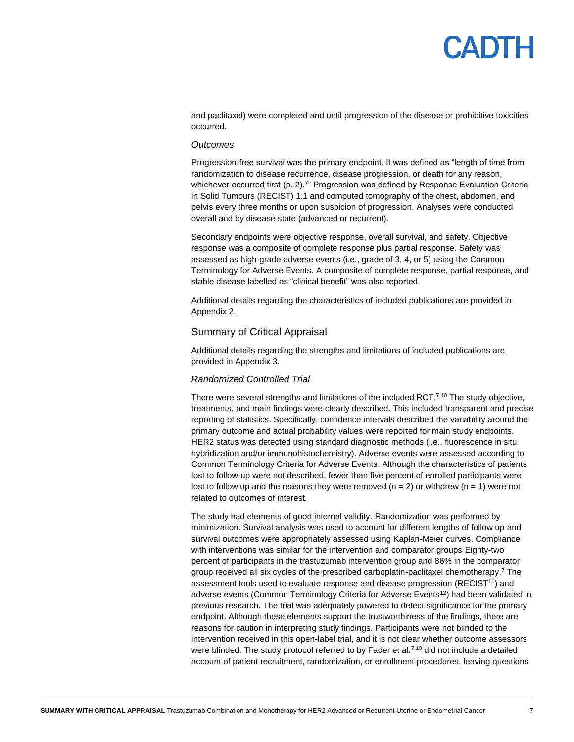and paclitaxel) were completed and until progression of the disease or prohibitive toxicities occurred.

*Outcomes*

Progression-free survival was the primary endpoint. It was defined as "length of time from randomization to disease recurrence, disease progression, or death for any reason, whichever occurred first (p. 2).[7]" Progression was defined by Response Evaluation Criteria in Solid Tumours (RECIST) 1.1 and computed tomography of the chest, abdomen, and pelvis every three months or upon suspicion of progression. Analyses were conducted overall and by disease state (advanced or recurrent).

Secondary endpoints were objective response, overall survival, and safety. Objective response was a composite of complete response plus partial response. Safety was assessed as high-grade adverse events (i.e., grade of 3, 4, or 5) using the Common Terminology for Adverse Events. A composite of complete response, partial response, and stable disease labelled as "clinical benefit" was also reported.

Additional details regarding the characteristics of included publications are provided in Appendix 2.

## Summary of Critical Appraisal

Additional details regarding the strengths and limitations of included publications are provided in Appendix 3.

*Randomized Controlled Trial*

There were several strengths and limitations of the included RCT.[7,10] The study objective, treatments, and main findings were clearly described. This included transparent and precise reporting of statistics. Specifically, confidence intervals described the variability around the primary outcome and actual probability values were reported for main study endpoints. HER2 status was detected using standard diagnostic methods (i.e., fluorescence in situ hybridization and/or immunohistochemistry). Adverse events were assessed according to Common Terminology Criteria for Adverse Events. Although the characteristics of patients lost to follow-up were not described, fewer than five percent of enrolled participants were lost to follow up and the reasons they were removed (n = 2) or withdrew (n = 1) were not related to outcomes of interest.

The study had elements of good internal validity. Randomization was performed by minimization. Survival analysis was used to account for different lengths of follow up and survival outcomes were appropriately assessed using Kaplan-Meier curves. Compliance with interventions was similar for the intervention and comparator groups Eighty-two percent of participants in the trastuzumab intervention group and 86% in the comparator group received all six cycles of the prescribed carboplatin-paclitaxel chemotherapy.[7] The assessment tools used to evaluate response and disease progression (RECIST[11]) and adverse events (Common Terminology Criteria for Adverse Events[12]) had been validated in previous research. The trial was adequately powered to detect significance for the primary endpoint. Although these elements support the trustworthiness of the findings, there are reasons for caution in interpreting study findings. Participants were not blinded to the intervention received in this open-label trial, and it is not clear whether outcome assessors were blinded. The study protocol referred to by Fader et al.[7,10] did not include a detailed account of patient recruitment, randomization, or enrollment procedures, leaving questions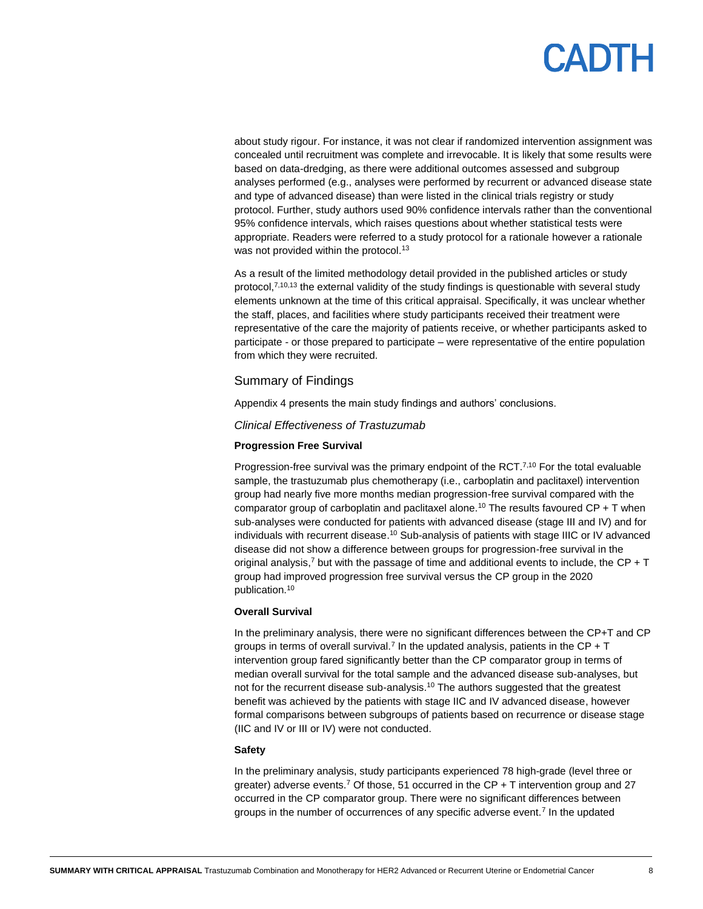about study rigour. For instance, it was not clear if randomized intervention assignment was concealed until recruitment was complete and irrevocable. It is likely that some results were based on data-dredging, as there were additional outcomes assessed and subgroup analyses performed (e.g., analyses were performed by recurrent or advanced disease state and type of advanced disease) than were listed in the clinical trials registry or study protocol. Further, study authors used 90% confidence intervals rather than the conventional 95% confidence intervals, which raises questions about whether statistical tests were appropriate. Readers were referred to a study protocol for a rationale however a rationale was not provided within the protocol.[13]

As a result of the limited methodology detail provided in the published articles or study protocol,[7,10,13] the external validity of the study findings is questionable with several study elements unknown at the time of this critical appraisal. Specifically, it was unclear whether the staff, places, and facilities where study participants received their treatment were representative of the care the majority of patients receive, or whether participants asked to participate - or those prepared to participate – were representative of the entire population from which they were recruited.

## Summary of Findings

Appendix 4 presents the main study findings and authors' conclusions.

### *Clinical Effectiveness of Trastuzumab*

**Progression Free Survival**

Progression-free survival was the primary endpoint of the RCT.[7,10] For the total evaluable sample, the trastuzumab plus chemotherapy (i.e., carboplatin and paclitaxel) intervention group had nearly five more months median progression-free survival compared with the comparator group of carboplatin and paclitaxel alone.[10] The results favoured CP + T when sub-analyses were conducted for patients with advanced disease (stage III and IV) and for individuals with recurrent disease.[10] Sub-analysis of patients with stage IIIC or IV advanced disease did not show a difference between groups for progression-free survival in the original analysis,[7] but with the passage of time and additional events to include, the CP + T group had improved progression free survival versus the CP group in the 2020 publication.[10]

**Overall Survival**

In the preliminary analysis, there were no significant differences between the CP+T and CP groups in terms of overall survival.[7] In the updated analysis, patients in the CP + T intervention group fared significantly better than the CP comparator group in terms of median overall survival for the total sample and the advanced disease sub-analyses, but not for the recurrent disease sub-analysis.[10] The authors suggested that the greatest benefit was achieved by the patients with stage IIC and IV advanced disease, however formal comparisons between subgroups of patients based on recurrence or disease stage (IIC and IV or III or IV) were not conducted.

**Safety**

In the preliminary analysis, study participants experienced 78 high-grade (level three or greater) adverse events.[7] Of those, 51 occurred in the CP + T intervention group and 27 occurred in the CP comparator group. There were no significant differences between groups in the number of occurrences of any specific adverse event.[7] In the updated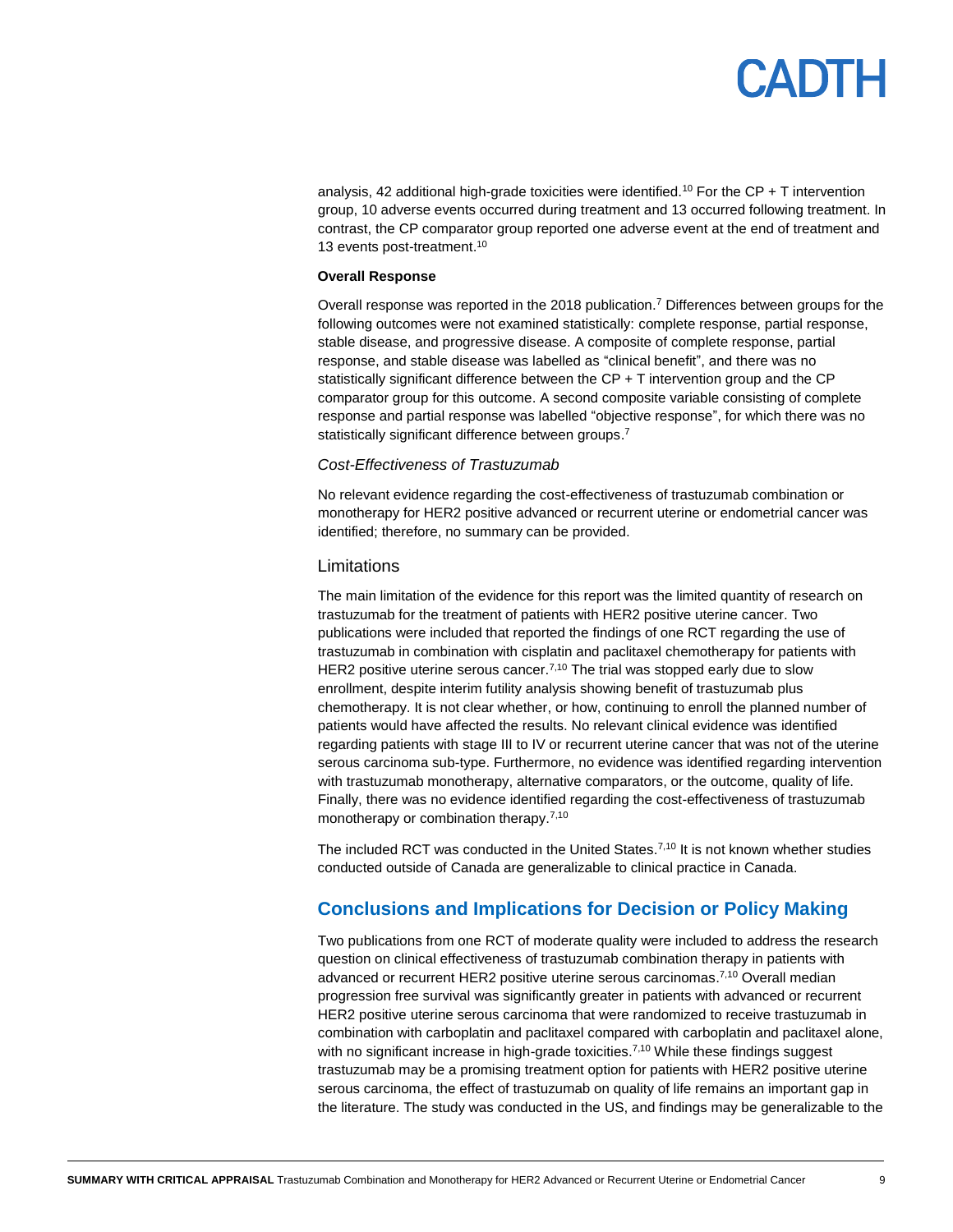analysis, 42 additional high-grade toxicities were identified.[10] For the CP + T intervention group, 10 adverse events occurred during treatment and 13 occurred following treatment. In contrast, the CP comparator group reported one adverse event at the end of treatment and 13 events post-treatment.[10]

**Overall Response**

Overall response was reported in the 2018 publication.[7] Differences between groups for the following outcomes were not examined statistically: complete response, partial response, stable disease, and progressive disease. A composite of complete response, partial response, and stable disease was labelled "clinical benefit", and there was no statistically significant difference between the CP + T intervention group and the CP comparator group for this outcome. A second composite variable consisting of complete response and partial response was labelled "objective response", for which there was no statistically significant difference between groups.[7]

*Cost-Effectiveness of Trastuzumab*

No relevant evidence regarding the cost-effectiveness of trastuzumab combination or monotherapy for HER2 positive advanced or recurrent uterine or endometrial cancer was identified; therefore, no summary can be provided.

### Limitations

The main limitation of the evidence for this report was the limited quantity of research on trastuzumab for the treatment of patients with HER2 positive uterine cancer. Two publications were included that reported the findings of one RCT regarding the use of trastuzumab in combination with cisplatin and paclitaxel chemotherapy for patients with HER2 positive uterine serous cancer.[7,10] The trial was stopped early due to slow enrollment, despite interim futility analysis showing benefit of trastuzumab plus chemotherapy. It is not clear whether, or how, continuing to enroll the planned number of patients would have affected the results. No relevant clinical evidence was identified regarding patients with stage III to IV or recurrent uterine cancer that was not of the uterine serous carcinoma sub-type. Furthermore, no evidence was identified regarding intervention with trastuzumab monotherapy, alternative comparators, or the outcome, quality of life. Finally, there was no evidence identified regarding the cost-effectiveness of trastuzumab monotherapy or combination therapy.[7,10]

The included RCT was conducted in the United States.[7,10] It is not known whether studies conducted outside of Canada are generalizable to clinical practice in Canada.

## Conclusions and Implications for Decision or Policy Making

Two publications from one RCT of moderate quality were included to address the research question on clinical effectiveness of trastuzumab combination therapy in patients with advanced or recurrent HER2 positive uterine serous carcinomas.[7,10] Overall median progression free survival was significantly greater in patients with advanced or recurrent HER2 positive uterine serous carcinoma that were randomized to receive trastuzumab in combination with carboplatin and paclitaxel compared with carboplatin and paclitaxel alone, with no significant increase in high-grade toxicities.[7,10] While these findings suggest trastuzumab may be a promising treatment option for patients with HER2 positive uterine serous carcinoma, the effect of trastuzumab on quality of life remains an important gap in the literature. The study was conducted in the US, and findings may be generalizable to the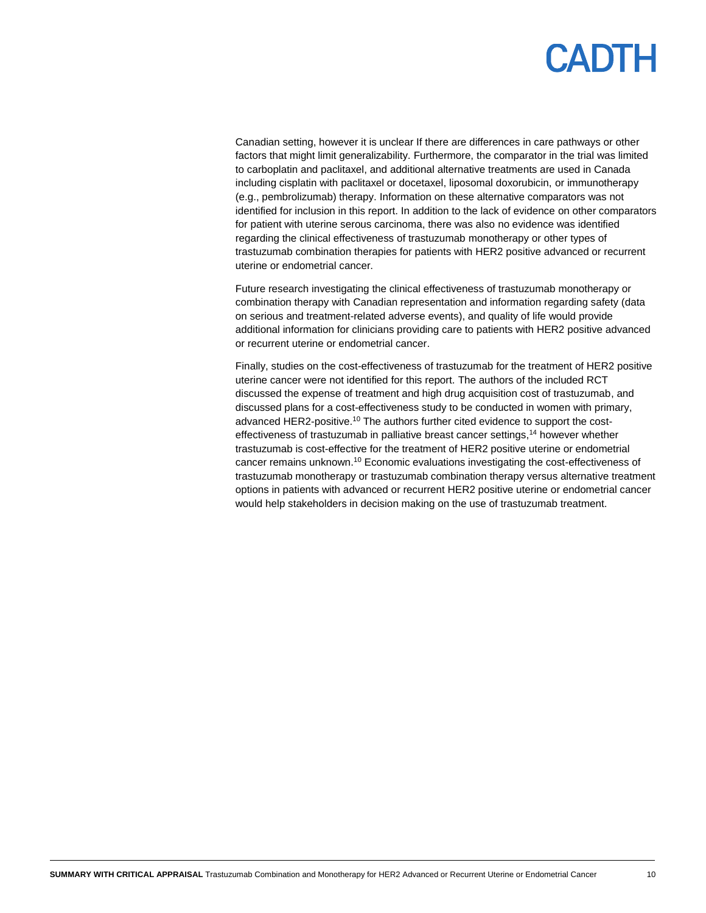Canadian setting, however it is unclear If there are differences in care pathways or other factors that might limit generalizability. Furthermore, the comparator in the trial was limited to carboplatin and paclitaxel, and additional alternative treatments are used in Canada including cisplatin with paclitaxel or docetaxel, liposomal doxorubicin, or immunotherapy (e.g., pembrolizumab) therapy. Information on these alternative comparators was not identified for inclusion in this report. In addition to the lack of evidence on other comparators for patient with uterine serous carcinoma, there was also no evidence was identified regarding the clinical effectiveness of trastuzumab monotherapy or other types of trastuzumab combination therapies for patients with HER2 positive advanced or recurrent uterine or endometrial cancer.

Future research investigating the clinical effectiveness of trastuzumab monotherapy or combination therapy with Canadian representation and information regarding safety (data on serious and treatment-related adverse events), and quality of life would provide additional information for clinicians providing care to patients with HER2 positive advanced or recurrent uterine or endometrial cancer.

Finally, studies on the cost-effectiveness of trastuzumab for the treatment of HER2 positive uterine cancer were not identified for this report. The authors of the included RCT discussed the expense of treatment and high drug acquisition cost of trastuzumab, and discussed plans for a cost-effectiveness study to be conducted in women with primary, advanced HER2-positive.[10] The authors further cited evidence to support the cost-effectiveness of trastuzumab in palliative breast cancer settings,[14] however whether trastuzumab is cost-effective for the treatment of HER2 positive uterine or endometrial cancer remains unknown.[10] Economic evaluations investigating the cost-effectiveness of trastuzumab monotherapy or trastuzumab combination therapy versus alternative treatment options in patients with advanced or recurrent HER2 positive uterine or endometrial cancer would help stakeholders in decision making on the use of trastuzumab treatment.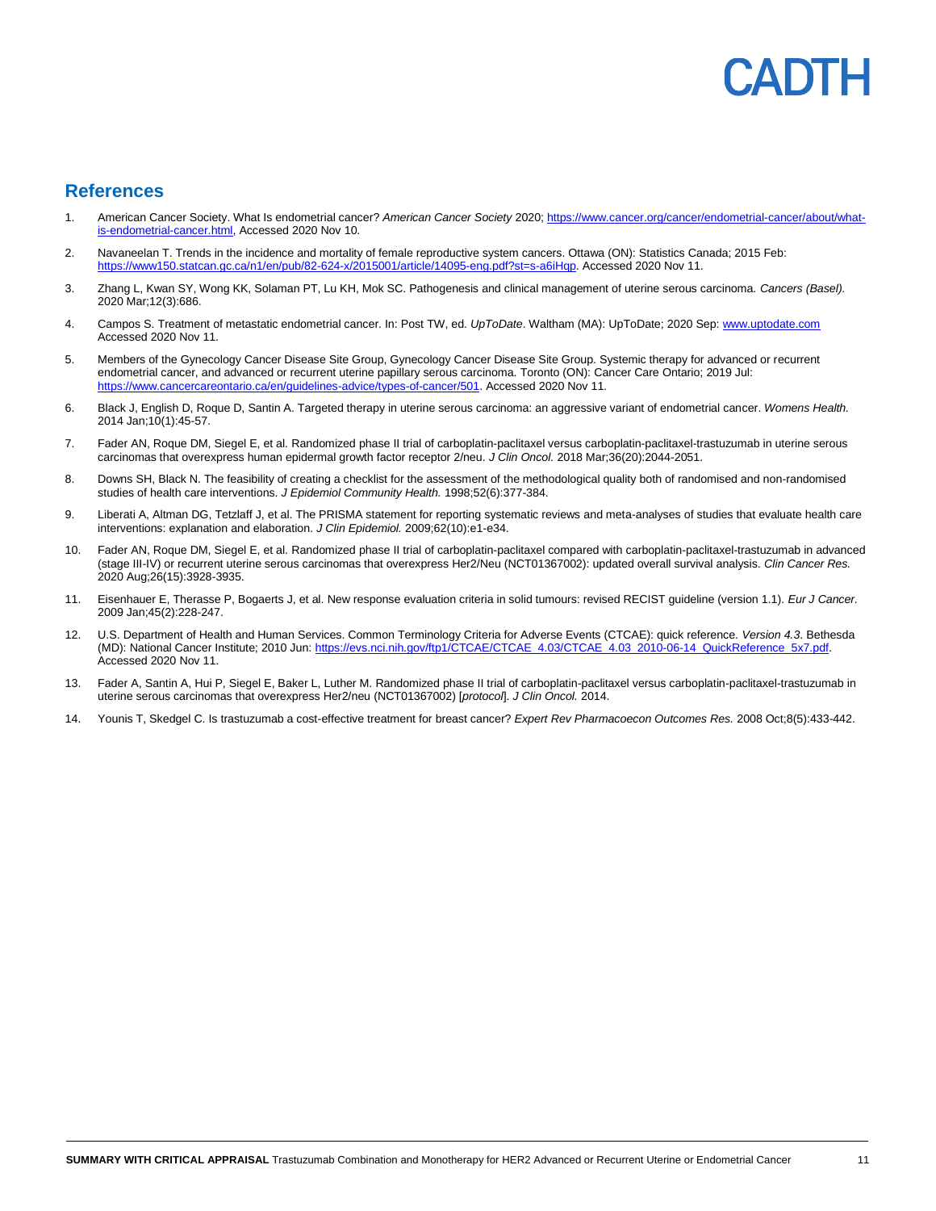## References

1. American Cancer Society. What Is endometrial cancer? *American Cancer Society* 2020; https://www.cancer.org/cancer/endometrial-cancer/about/what-is-endometrial-cancer.html, Accessed 2020 Nov 10.
2. Navaneelan T. Trends in the incidence and mortality of female reproductive system cancers. Ottawa (ON): Statistics Canada; 2015 Feb: https://www150.statcan.gc.ca/n1/en/pub/82-624-x/2015001/article/14095-eng.pdf?st=s-a6iHqp. Accessed 2020 Nov 11.
3. Zhang L, Kwan SY, Wong KK, Solaman PT, Lu KH, Mok SC. Pathogenesis and clinical management of uterine serous carcinoma. *Cancers (Basel).* 2020 Mar;12(3):686.
4. Campos S. Treatment of metastatic endometrial cancer. In: Post TW, ed. *UpToDate*. Waltham (MA): UpToDate; 2020 Sep: www.uptodate.com Accessed 2020 Nov 11.
5. Members of the Gynecology Cancer Disease Site Group, Gynecology Cancer Disease Site Group. Systemic therapy for advanced or recurrent endometrial cancer, and advanced or recurrent uterine papillary serous carcinoma. Toronto (ON): Cancer Care Ontario; 2019 Jul: https://www.cancercareontario.ca/en/guidelines-advice/types-of-cancer/501. Accessed 2020 Nov 11.
6. Black J, English D, Roque D, Santin A. Targeted therapy in uterine serous carcinoma: an aggressive variant of endometrial cancer. *Womens Health.* 2014 Jan;10(1):45-57.
7. Fader AN, Roque DM, Siegel E, et al. Randomized phase II trial of carboplatin-paclitaxel versus carboplatin-paclitaxel-trastuzumab in uterine serous carcinomas that overexpress human epidermal growth factor receptor 2/neu. *J Clin Oncol.* 2018 Mar;36(20):2044-2051.
8. Downs SH, Black N. The feasibility of creating a checklist for the assessment of the methodological quality both of randomised and non-randomised studies of health care interventions. *J Epidemiol Community Health.* 1998;52(6):377-384.
9. Liberati A, Altman DG, Tetzlaff J, et al. The PRISMA statement for reporting systematic reviews and meta-analyses of studies that evaluate health care interventions: explanation and elaboration. *J Clin Epidemiol.* 2009;62(10):e1-e34.
10. Fader AN, Roque DM, Siegel E, et al. Randomized phase II trial of carboplatin-paclitaxel compared with carboplatin-paclitaxel-trastuzumab in advanced (stage III-IV) or recurrent uterine serous carcinomas that overexpress Her2/Neu (NCT01367002): updated overall survival analysis. *Clin Cancer Res.* 2020 Aug;26(15):3928-3935.
11. Eisenhauer E, Therasse P, Bogaerts J, et al. New response evaluation criteria in solid tumours: revised RECIST guideline (version 1.1). *Eur J Cancer.* 2009 Jan;45(2):228-247.
12. U.S. Department of Health and Human Services. Common Terminology Criteria for Adverse Events (CTCAE): quick reference. *Version 4.3.* Bethesda (MD): National Cancer Institute; 2010 Jun: https://evs.nci.nih.gov/ftp1/CTCAE/CTCAE_4.03/CTCAE_4.03_2010-06-14_QuickReference_5x7.pdf. Accessed 2020 Nov 11.
13. Fader A, Santin A, Hui P, Siegel E, Baker L, Luther M. Randomized phase II trial of carboplatin-paclitaxel versus carboplatin-paclitaxel-trastuzumab in uterine serous carcinomas that overexpress Her2/neu (NCT01367002) [*protocol*]. *J Clin Oncol.* 2014.
14. Younis T, Skedgel C. Is trastuzumab a cost-effective treatment for breast cancer? *Expert Rev Pharmacoecon Outcomes Res.* 2008 Oct;8(5):433-442.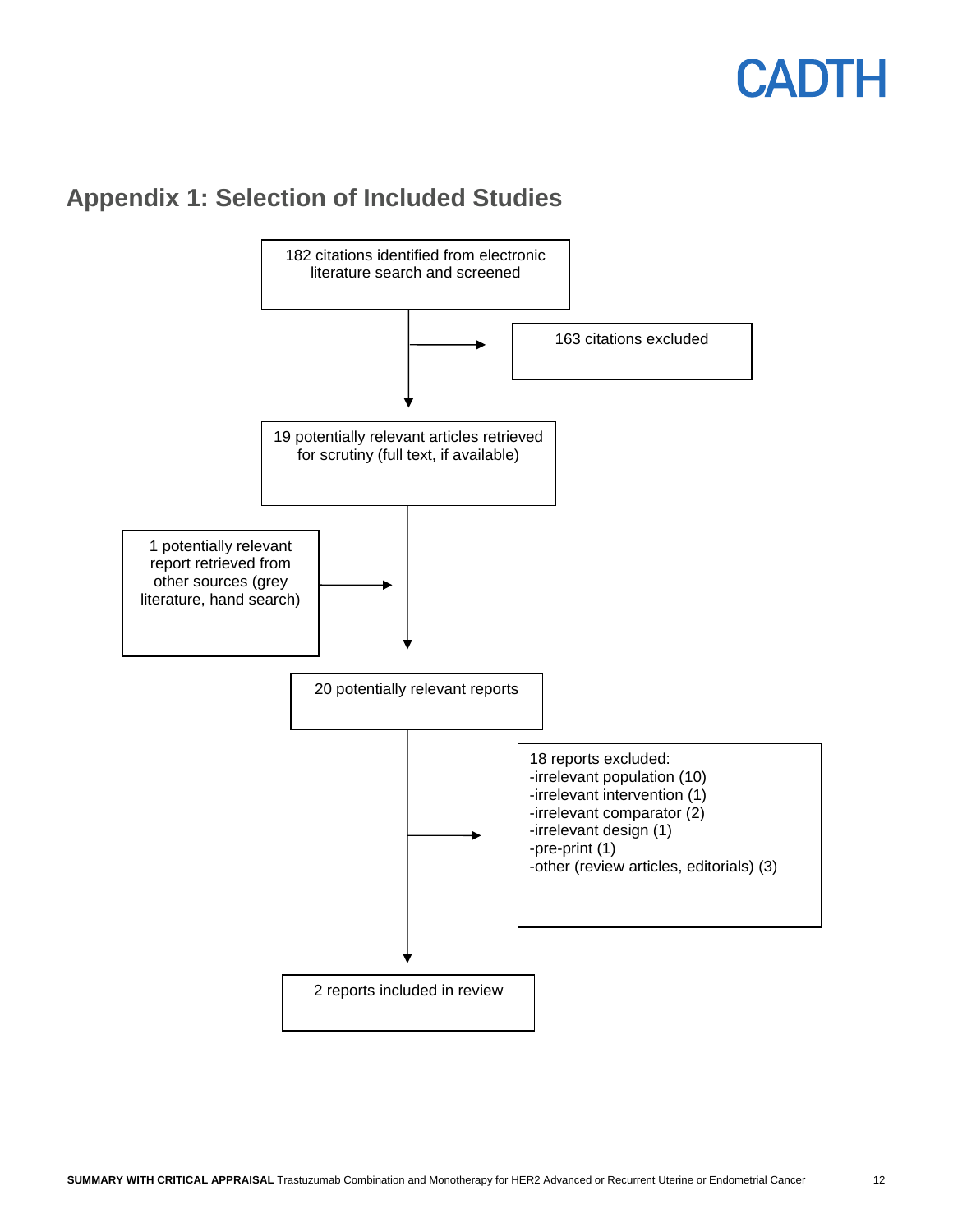## Appendix 1: Selection of Included Studies

182 citations identified from electronic literature search and screened

163 citations excluded

19 potentially relevant articles retrieved for scrutiny (full text, if available)

1 potentially relevant report retrieved from other sources (grey literature, hand search)

20 potentially relevant reports

18 reports excluded:
-irrelevant population (10)
-irrelevant intervention (1)
-irrelevant comparator (2)
-irrelevant design (1)
-pre-print (1)
-other (review articles, editorials) (3)

2 reports included in review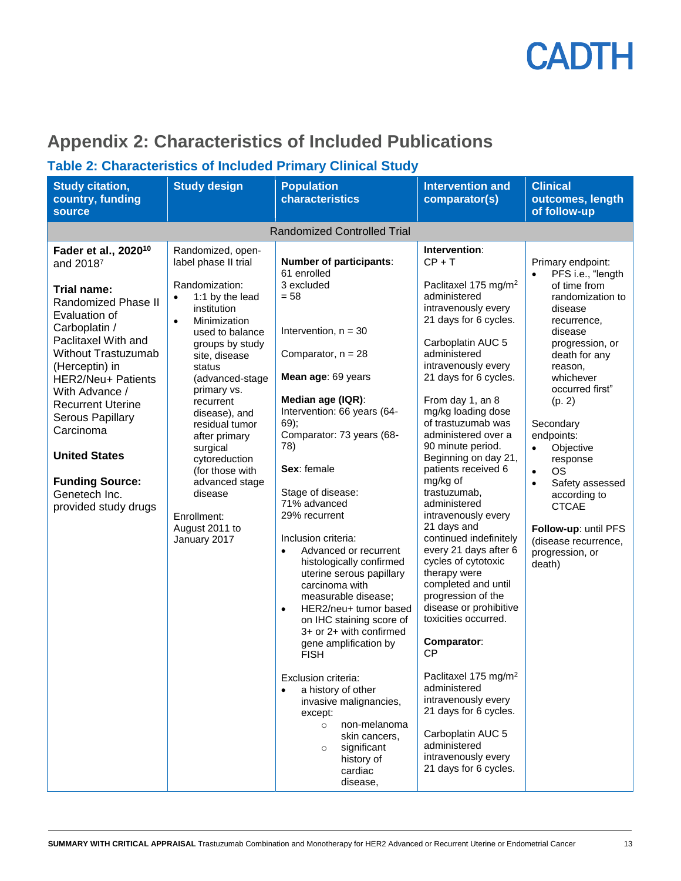# Appendix 2: Characteristics of Included Publications

## Table 2: Characteristics of Included Primary Clinical Study

| Study citation, country, funding source | Study design | Population characteristics | Intervention and comparator(s) | Clinical outcomes, length of follow-up |
|---|---|---|---|---|
| **Randomized Controlled Trial** | | | | |
| **Fader et al., 2020**[10] and 2018[7]<br><br>**Trial name:**<br>Randomized Phase II Evaluation of Carboplatin / Paclitaxel With and Without Trastuzumab (Herceptin) in HER2/Neu+ Patients With Advance / Recurrent Uterine Serous Papillary Carcinoma<br><br>**United States**<br><br>**Funding Source:**<br>Genetech Inc. provided study drugs | Randomized, open-label phase II trial<br><br>Randomization:<br>• 1:1 by the lead institution<br>• Minimization used to balance groups by study site, disease status (advanced-stage primary vs. recurrent disease), and residual tumor after primary surgical cytoreduction (for those with advanced stage disease<br><br>Enrollment:<br>August 2011 to January 2017 | **Number of participants**:<br>61 enrolled<br>3 excluded<br>= 58<br><br>Intervention, n = 30<br><br>Comparator, n = 28<br><br>**Mean age**: 69 years<br><br>**Median age (IQR)**:<br>Intervention: 66 years (64-69);<br>Comparator: 73 years (68-78)<br><br>**Sex**: female<br><br>Stage of disease:<br>71% advanced<br>29% recurrent<br><br>Inclusion criteria:<br>• Advanced or recurrent histologically confirmed uterine serous papillary carcinoma with measurable disease;<br>• HER2/neu+ tumor based on IHC staining score of 3+ or 2+ with confirmed gene amplification by FISH<br><br>Exclusion criteria:<br>• a history of other invasive malignancies, except:<br>&nbsp;&nbsp;&nbsp;&nbsp;○ non-melanoma skin cancers,<br>&nbsp;&nbsp;&nbsp;&nbsp;○ significant history of cardiac disease, | **Intervention**:<br>CP + T<br><br>Paclitaxel 175 mg/m² administered intravenously every 21 days for 6 cycles.<br><br>Carboplatin AUC 5 administered intravenously every 21 days for 6 cycles.<br><br>From day 1, an 8 mg/kg loading dose of trastuzumab was administered over a 90 minute period. Beginning on day 21, patients received 6 mg/kg of trastuzumab, administered intravenously every 21 days and continued indefinitely every 21 days after 6 cycles of cytotoxic therapy were completed and until progression of the disease or prohibitive toxicities occurred.<br><br>**Comparator**:<br>CP<br><br>Paclitaxel 175 mg/m² administered intravenously every 21 days for 6 cycles.<br><br>Carboplatin AUC 5 administered intravenously every 21 days for 6 cycles. | Primary endpoint:<br>• PFS i.e., "length of time from randomization to disease recurrence, disease progression, or death for any reason, whichever occurred first" (p. 2)<br><br>Secondary endpoints:<br>• Objective response<br>• OS<br>• Safety assessed according to CTCAE<br><br>**Follow-up**: until PFS (disease recurrence, progression, or death) |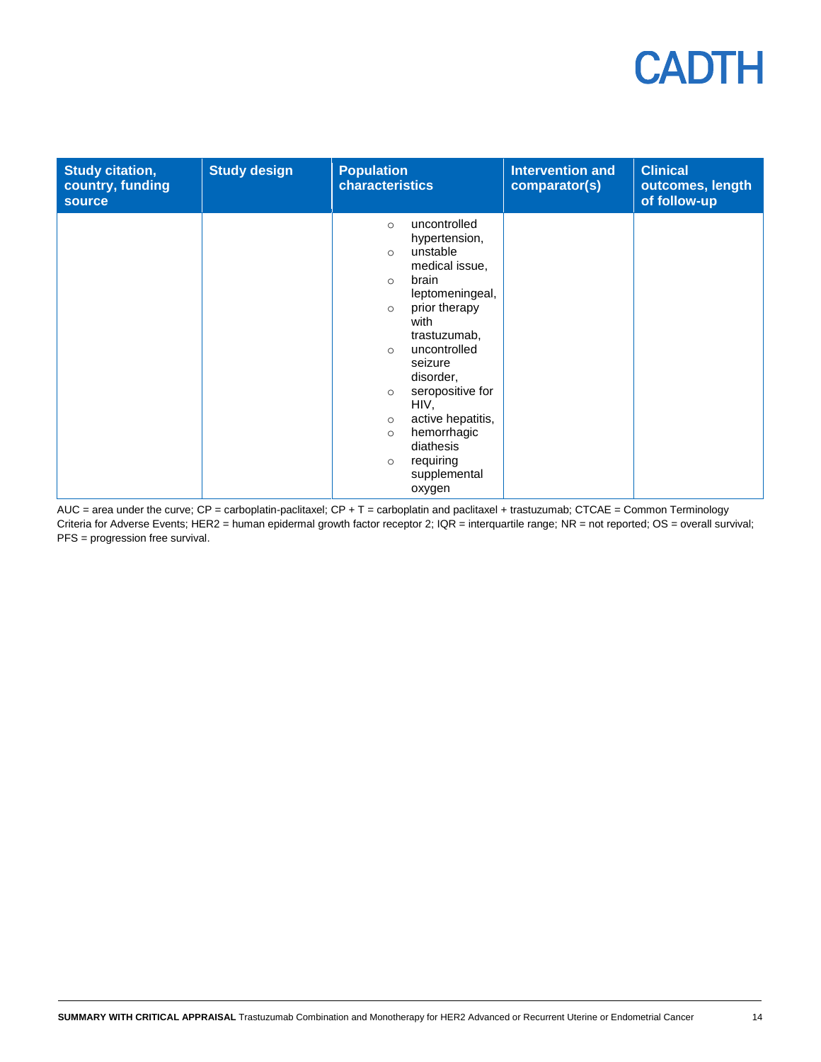| Study citation, country, funding source | Study design | Population characteristics | Intervention and comparator(s) | Clinical outcomes, length of follow-up |
|---|---|---|---|---|
| | | ○ uncontrolled hypertension,<br>○ unstable medical issue,<br>○ brain leptomeningeal,<br>○ prior therapy with trastuzumab,<br>○ uncontrolled seizure disorder,<br>○ seropositive for HIV,<br>○ active hepatitis,<br>○ hemorrhagic diathesis<br>○ requiring supplemental oxygen | | |

AUC = area under the curve; CP = carboplatin-paclitaxel; CP + T = carboplatin and paclitaxel + trastuzumab; CTCAE = Common Terminology Criteria for Adverse Events; HER2 = human epidermal growth factor receptor 2; IQR = interquartile range; NR = not reported; OS = overall survival; PFS = progression free survival.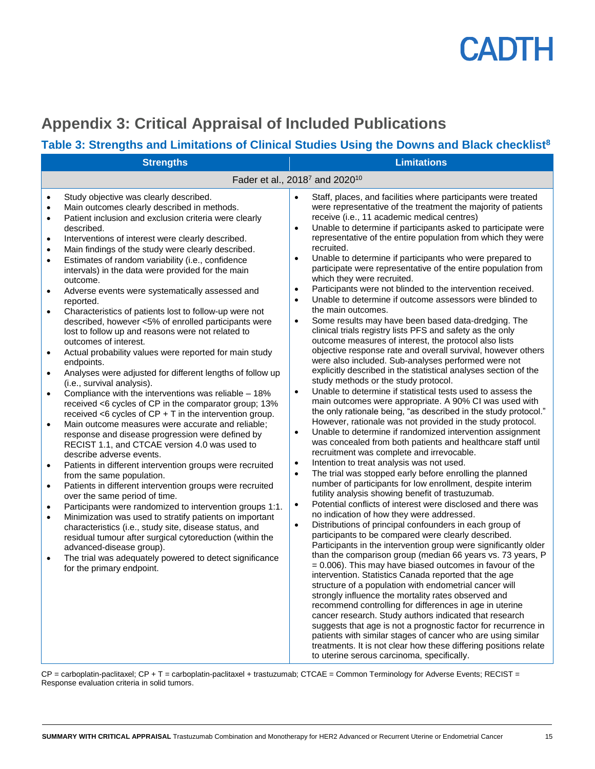# Appendix 3: Critical Appraisal of Included Publications

## Table 3: Strengths and Limitations of Clinical Studies Using the Downs and Black checklist[8]

| Strengths | Limitations |
|---|---|
| **Fader et al., 2018[7] and 2020[10]** | |
| • Study objective was clearly described.<br>• Main outcomes clearly described in methods.<br>• Patient inclusion and exclusion criteria were clearly described.<br>• Interventions of interest were clearly described.<br>• Main findings of the study were clearly described.<br>• Estimates of random variability (i.e., confidence intervals) in the data were provided for the main outcome.<br>• Adverse events were systematically assessed and reported.<br>• Characteristics of patients lost to follow-up were not described, however <5% of enrolled participants were lost to follow up and reasons were not related to outcomes of interest.<br>• Actual probability values were reported for main study endpoints.<br>• Analyses were adjusted for different lengths of follow up (i.e., survival analysis).<br>• Compliance with the interventions was reliable – 18% received <6 cycles of CP in the comparator group; 13% received <6 cycles of CP + T in the intervention group.<br>• Main outcome measures were accurate and reliable; response and disease progression were defined by RECIST 1.1, and CTCAE version 4.0 was used to describe adverse events.<br>• Patients in different intervention groups were recruited from the same population.<br>• Patients in different intervention groups were recruited over the same period of time.<br>• Participants were randomized to intervention groups 1:1.<br>• Minimization was used to stratify patients on important characteristics (i.e., study site, disease status, and residual tumour after surgical cytoreduction (within the advanced-disease group).<br>• The trial was adequately powered to detect significance for the primary endpoint. | • Staff, places, and facilities where participants were treated were representative of the treatment the majority of patients receive (i.e., 11 academic medical centres)<br>• Unable to determine if participants asked to participate were representative of the entire population from which they were recruited.<br>• Unable to determine if participants who were prepared to participate were representative of the entire population from which they were recruited.<br>• Participants were not blinded to the intervention received.<br>• Unable to determine if outcome assessors were blinded to the main outcomes.<br>• Some results may have been based data-dredging. The clinical trials registry lists PFS and safety as the only outcome measures of interest, the protocol also lists objective response rate and overall survival, however others were also included. Sub-analyses performed were not explicitly described in the statistical analyses section of the study methods or the study protocol.<br>• Unable to determine if statistical tests used to assess the main outcomes were appropriate. A 90% CI was used with the only rationale being, "as described in the study protocol." However, rationale was not provided in the study protocol.<br>• Unable to determine if randomized intervention assignment was concealed from both patients and healthcare staff until recruitment was complete and irrevocable.<br>• Intention to treat analysis was not used.<br>• The trial was stopped early before enrolling the planned number of participants for low enrollment, despite interim futility analysis showing benefit of trastuzumab.<br>• Potential conflicts of interest were disclosed and there was no indication of how they were addressed.<br>• Distributions of principal confounders in each group of participants to be compared were clearly described. Participants in the intervention group were significantly older than the comparison group (median 66 years vs. 73 years, P = 0.006). This may have biased outcomes in favour of the intervention. Statistics Canada reported that the age structure of a population with endometrial cancer will strongly influence the mortality rates observed and recommend controlling for differences in age in uterine cancer research. Study authors indicated that research suggests that age is not a prognostic factor for recurrence in patients with similar stages of cancer who are using similar treatments. It is not clear how these differing positions relate to uterine serous carcinoma, specifically. |

CP = carboplatin-paclitaxel; CP + T = carboplatin-paclitaxel + trastuzumab; CTCAE = Common Terminology for Adverse Events; RECIST = Response evaluation criteria in solid tumors.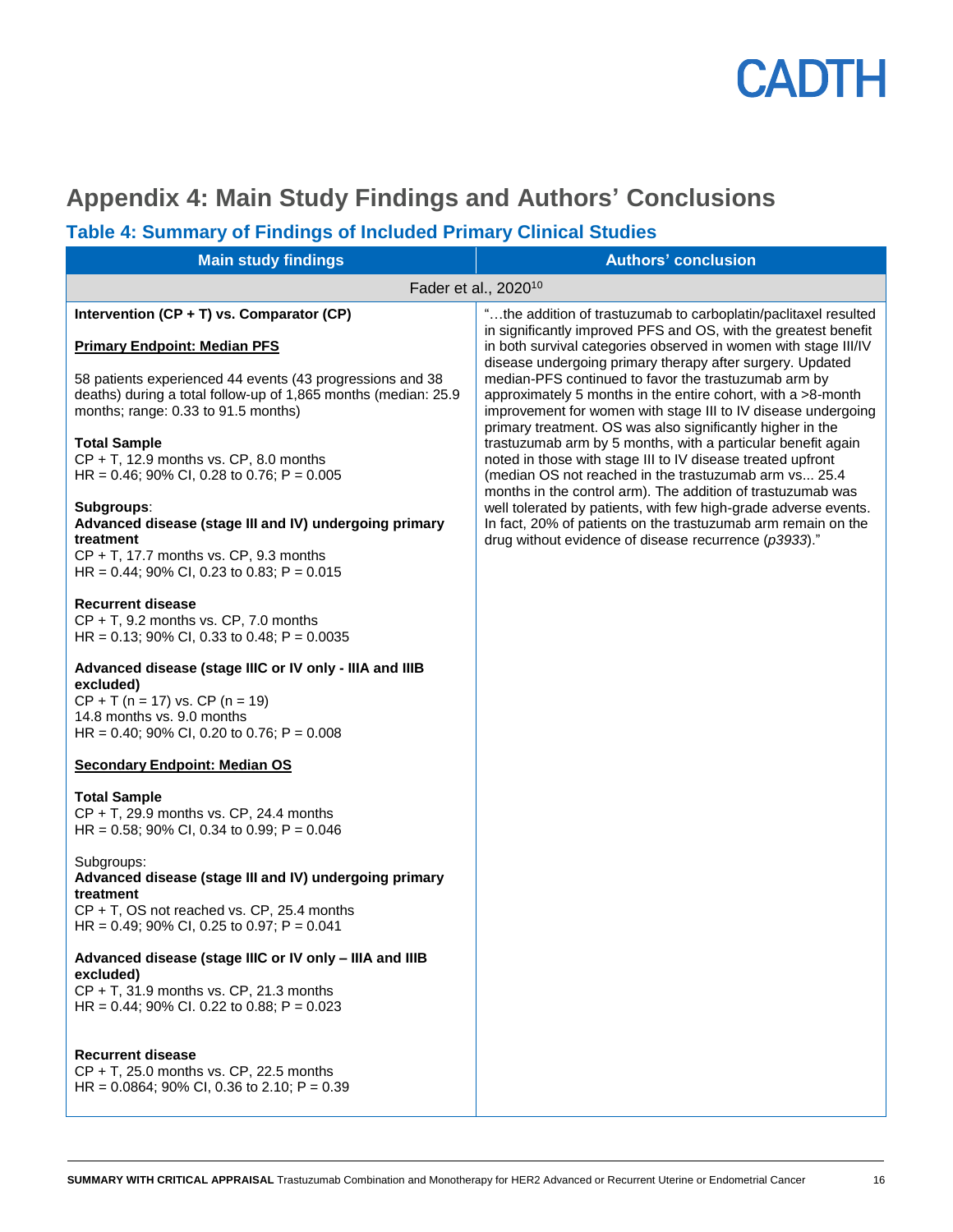# Appendix 4: Main Study Findings and Authors' Conclusions

## Table 4: Summary of Findings of Included Primary Clinical Studies

| Main study findings | Authors' conclusion |
| --- | --- |
| Fader et al., 2020[10] | |
| **Intervention (CP + T) vs. Comparator (CP)**<br><br>**Primary Endpoint: Median PFS**<br><br>58 patients experienced 44 events (43 progressions and 38 deaths) during a total follow-up of 1,865 months (median: 25.9 months; range: 0.33 to 91.5 months)<br><br>**Total Sample**<br>CP + T, 12.9 months vs. CP, 8.0 months<br>HR = 0.46; 90% CI, 0.28 to 0.76; P = 0.005<br><br>**Subgroups**:<br>**Advanced disease (stage III and IV) undergoing primary treatment**<br>CP + T, 17.7 months vs. CP, 9.3 months<br>HR = 0.44; 90% CI, 0.23 to 0.83; P = 0.015<br><br>**Recurrent disease**<br>CP + T, 9.2 months vs. CP, 7.0 months<br>HR = 0.13; 90% CI, 0.33 to 0.48; P = 0.0035<br><br>**Advanced disease (stage IIIC or IV only - IIIA and IIIB excluded)**<br>CP + T (n = 17) vs. CP (n = 19)<br>14.8 months vs. 9.0 months<br>HR = 0.40; 90% CI, 0.20 to 0.76; P = 0.008<br><br>**Secondary Endpoint: Median OS**<br><br>**Total Sample**<br>CP + T, 29.9 months vs. CP, 24.4 months<br>HR = 0.58; 90% CI, 0.34 to 0.99; P = 0.046<br><br>Subgroups:<br>**Advanced disease (stage III and IV) undergoing primary treatment**<br>CP + T, OS not reached vs. CP, 25.4 months<br>HR = 0.49; 90% CI, 0.25 to 0.97; P = 0.041<br><br>**Advanced disease (stage IIIC or IV only – IIIA and IIIB excluded)**<br>CP + T, 31.9 months vs. CP, 21.3 months<br>HR = 0.44; 90% CI. 0.22 to 0.88; P = 0.023<br><br>**Recurrent disease**<br>CP + T, 25.0 months vs. CP, 22.5 months<br>HR = 0.0864; 90% CI, 0.36 to 2.10; P = 0.39 | "…the addition of trastuzumab to carboplatin/paclitaxel resulted in significantly improved PFS and OS, with the greatest benefit in both survival categories observed in women with stage III/IV disease undergoing primary therapy after surgery. Updated median-PFS continued to favor the trastuzumab arm by approximately 5 months in the entire cohort, with a >8-month improvement for women with stage III to IV disease undergoing primary treatment. OS was also significantly higher in the trastuzumab arm by 5 months, with a particular benefit again noted in those with stage III to IV disease treated upfront (median OS not reached in the trastuzumab arm vs... 25.4 months in the control arm). The addition of trastuzumab was well tolerated by patients, with few high-grade adverse events. In fact, 20% of patients on the trastuzumab arm remain on the drug without evidence of disease recurrence (*p3933*)." |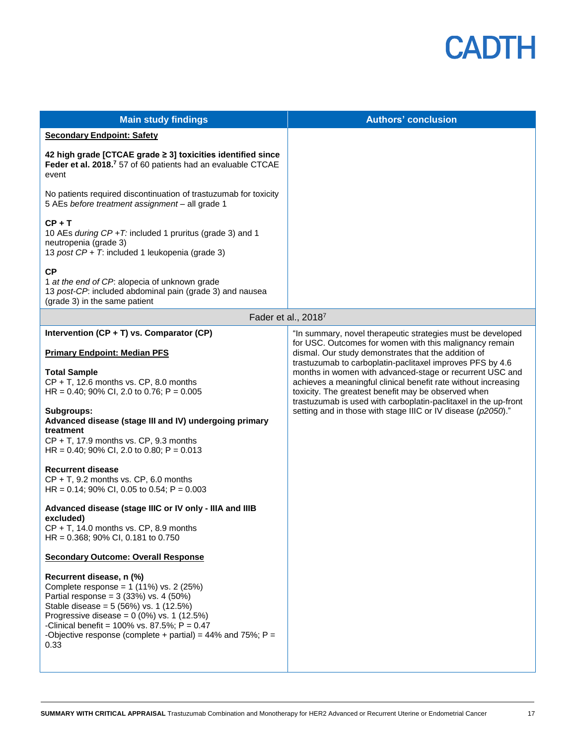| Main study findings | Authors' conclusion |
|---|---|
| **Secondary Endpoint: Safety**<br><br>**42 high grade [CTCAE grade ≥ 3] toxicities identified since Feder et al. 2018.[7]** 57 of 60 patients had an evaluable CTCAE event<br><br>No patients required discontinuation of trastuzumab for toxicity<br>5 AEs *before treatment assignment* – all grade 1<br><br>**CP + T**<br>10 AEs *during CP +T:* included 1 pruritus (grade 3) and 1 neutropenia (grade 3)<br>13 *post CP + T*: included 1 leukopenia (grade 3)<br><br>**CP**<br>1 *at the end of CP*: alopecia of unknown grade<br>13 *post-CP*: included abdominal pain (grade 3) and nausea (grade 3) in the same patient | |
| Fader et al., 2018[7] | |
| **Intervention (CP + T) vs. Comparator (CP)**<br><br>**Primary Endpoint: Median PFS**<br><br>**Total Sample**<br>CP + T, 12.6 months vs. CP, 8.0 months<br>HR = 0.40; 90% CI, 2.0 to 0.76; P = 0.005<br><br>**Subgroups:**<br>**Advanced disease (stage III and IV) undergoing primary treatment**<br>CP + T, 17.9 months vs. CP, 9.3 months<br>HR = 0.40; 90% CI, 2.0 to 0.80; P = 0.013<br><br>**Recurrent disease**<br>CP + T, 9.2 months vs. CP, 6.0 months<br>HR = 0.14; 90% CI, 0.05 to 0.54; P = 0.003<br><br>**Advanced disease (stage IIIC or IV only - IIIA and IIIB excluded)**<br>CP + T, 14.0 months vs. CP, 8.9 months<br>HR = 0.368; 90% CI, 0.181 to 0.750<br><br>**Secondary Outcome: Overall Response**<br><br>**Recurrent disease, n (%)**<br>Complete response = 1 (11%) vs. 2 (25%)<br>Partial response = 3 (33%) vs. 4 (50%)<br>Stable disease = 5 (56%) vs. 1 (12.5%)<br>Progressive disease = 0 (0%) vs. 1 (12.5%)<br>-Clinical benefit = 100% vs. 87.5%; P = 0.47<br>-Objective response (complete + partial) = 44% and 75%; P = 0.33 | "In summary, novel therapeutic strategies must be developed for USC. Outcomes for women with this malignancy remain dismal. Our study demonstrates that the addition of trastuzumab to carboplatin-paclitaxel improves PFS by 4.6 months in women with advanced-stage or recurrent USC and achieves a meaningful clinical benefit rate without increasing toxicity. The greatest benefit may be observed when trastuzumab is used with carboplatin-paclitaxel in the up-front setting and in those with stage IIIC or IV disease (*p2050*)." |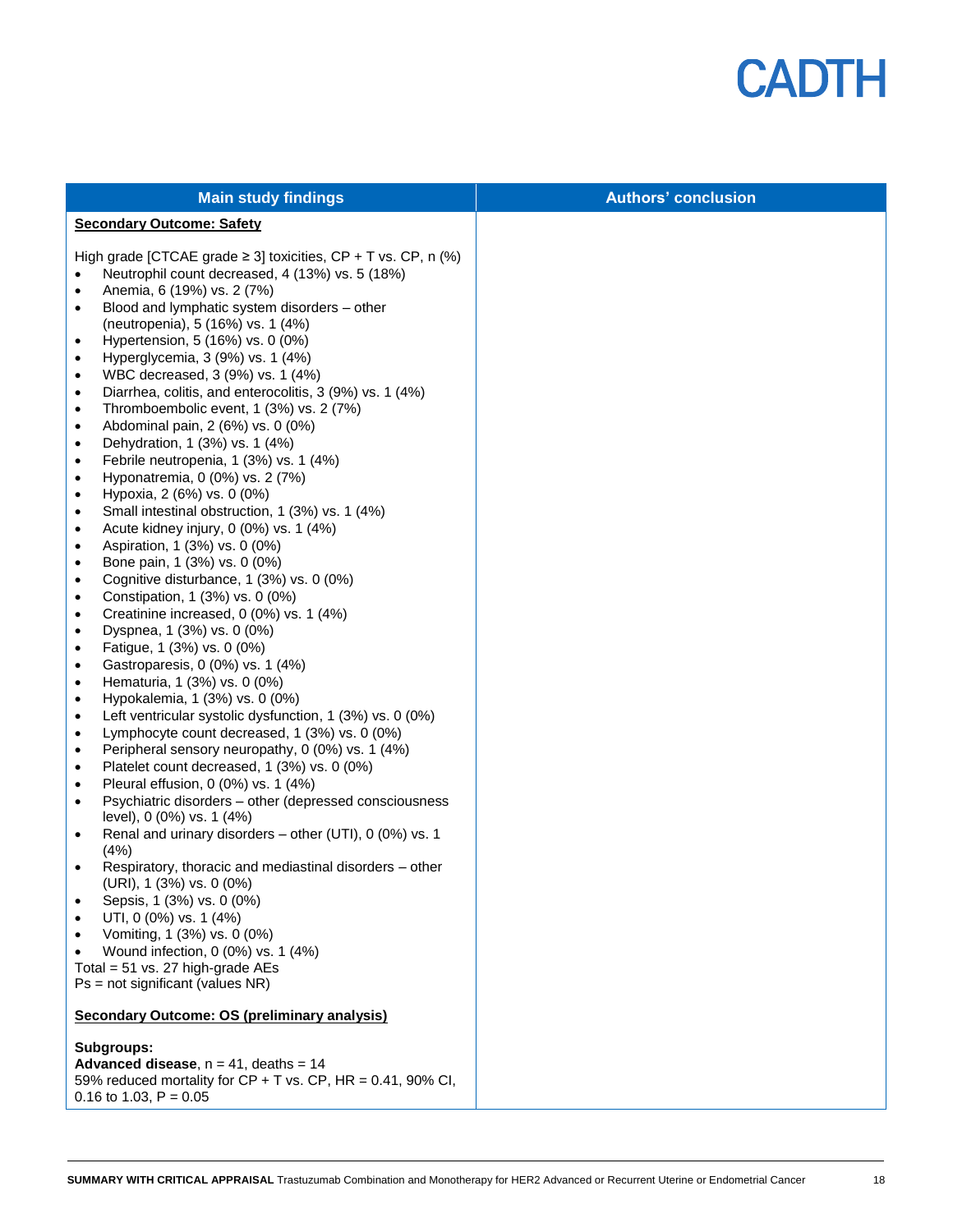| Main study findings | Authors' conclusion |
|---|---|
| **Secondary Outcome: Safety**<br><br>High grade [CTCAE grade ≥ 3] toxicities, CP + T vs. CP, n (%)<br>• Neutrophil count decreased, 4 (13%) vs. 5 (18%)<br>• Anemia, 6 (19%) vs. 2 (7%)<br>• Blood and lymphatic system disorders – other (neutropenia), 5 (16%) vs. 1 (4%)<br>• Hypertension, 5 (16%) vs. 0 (0%)<br>• Hyperglycemia, 3 (9%) vs. 1 (4%)<br>• WBC decreased, 3 (9%) vs. 1 (4%)<br>• Diarrhea, colitis, and enterocolitis, 3 (9%) vs. 1 (4%)<br>• Thromboembolic event, 1 (3%) vs. 2 (7%)<br>• Abdominal pain, 2 (6%) vs. 0 (0%)<br>• Dehydration, 1 (3%) vs. 1 (4%)<br>• Febrile neutropenia, 1 (3%) vs. 1 (4%)<br>• Hyponatremia, 0 (0%) vs. 2 (7%)<br>• Hypoxia, 2 (6%) vs. 0 (0%)<br>• Small intestinal obstruction, 1 (3%) vs. 1 (4%)<br>• Acute kidney injury, 0 (0%) vs. 1 (4%)<br>• Aspiration, 1 (3%) vs. 0 (0%)<br>• Bone pain, 1 (3%) vs. 0 (0%)<br>• Cognitive disturbance, 1 (3%) vs. 0 (0%)<br>• Constipation, 1 (3%) vs. 0 (0%)<br>• Creatinine increased, 0 (0%) vs. 1 (4%)<br>• Dyspnea, 1 (3%) vs. 0 (0%)<br>• Fatigue, 1 (3%) vs. 0 (0%)<br>• Gastroparesis, 0 (0%) vs. 1 (4%)<br>• Hematuria, 1 (3%) vs. 0 (0%)<br>• Hypokalemia, 1 (3%) vs. 0 (0%)<br>• Left ventricular systolic dysfunction, 1 (3%) vs. 0 (0%)<br>• Lymphocyte count decreased, 1 (3%) vs. 0 (0%)<br>• Peripheral sensory neuropathy, 0 (0%) vs. 1 (4%)<br>• Platelet count decreased, 1 (3%) vs. 0 (0%)<br>• Pleural effusion, 0 (0%) vs. 1 (4%)<br>• Psychiatric disorders – other (depressed consciousness level), 0 (0%) vs. 1 (4%)<br>• Renal and urinary disorders – other (UTI), 0 (0%) vs. 1 (4%)<br>• Respiratory, thoracic and mediastinal disorders – other (URI), 1 (3%) vs. 0 (0%)<br>• Sepsis, 1 (3%) vs. 0 (0%)<br>• UTI, 0 (0%) vs. 1 (4%)<br>• Vomiting, 1 (3%) vs. 0 (0%)<br>• Wound infection, 0 (0%) vs. 1 (4%)<br>Total = 51 vs. 27 high-grade AEs<br>Ps = not significant (values NR)<br><br>**Secondary Outcome: OS (preliminary analysis)**<br><br>**Subgroups:**<br>**Advanced disease**, n = 41, deaths = 14<br>59% reduced mortality for CP + T vs. CP, HR = 0.41, 90% CI, 0.16 to 1.03, P = 0.05 | |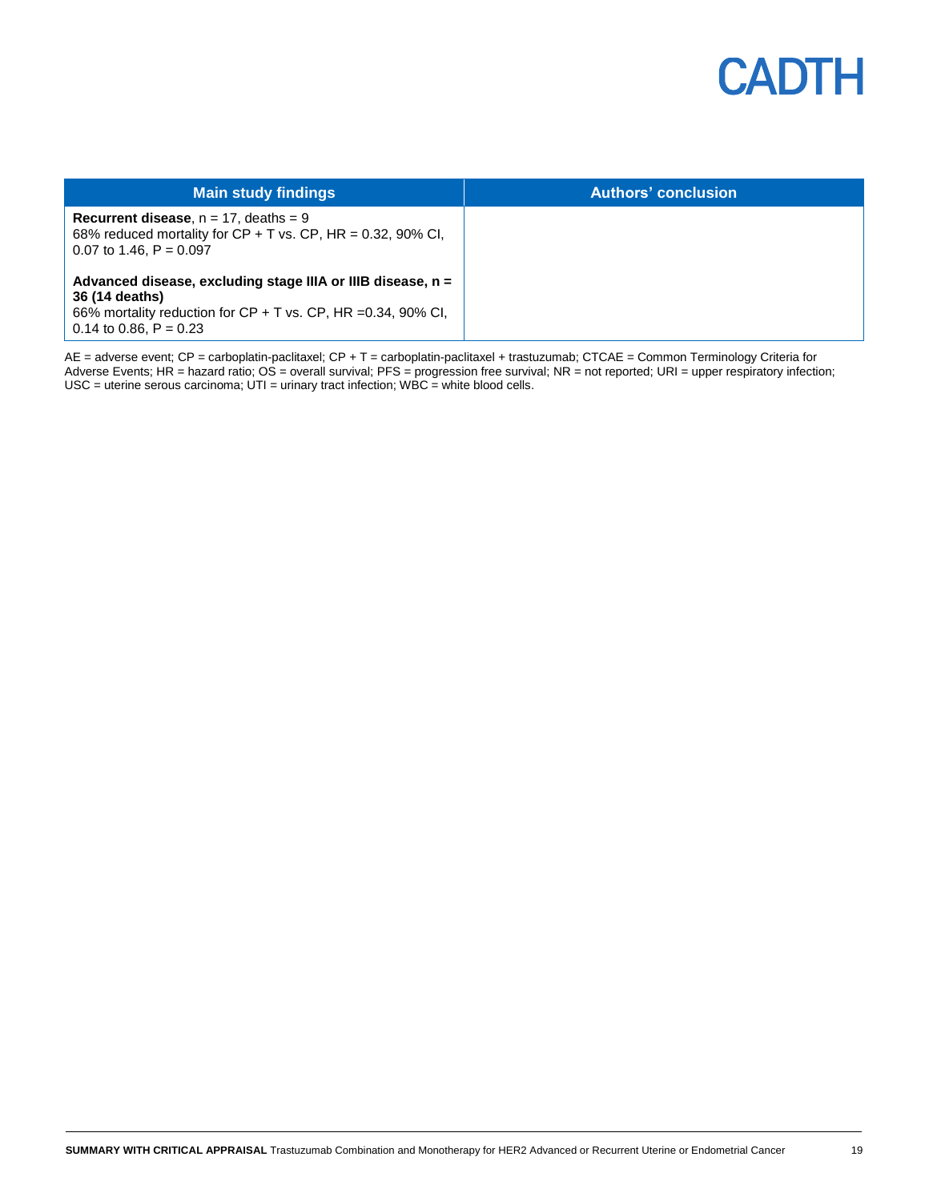| Main study findings | Authors' conclusion |
| --- | --- |
| **Recurrent disease**, n = 17, deaths = 9<br>68% reduced mortality for CP + T vs. CP, HR = 0.32, 90% CI, 0.07 to 1.46, P = 0.097<br><br>**Advanced disease, excluding stage IIIA or IIIB disease, n = 36 (14 deaths)**<br>66% mortality reduction for CP + T vs. CP, HR =0.34, 90% CI, 0.14 to 0.86, P = 0.23 | |

AE = adverse event; CP = carboplatin-paclitaxel; CP + T = carboplatin-paclitaxel + trastuzumab; CTCAE = Common Terminology Criteria for Adverse Events; HR = hazard ratio; OS = overall survival; PFS = progression free survival; NR = not reported; URI = upper respiratory infection; USC = uterine serous carcinoma; UTI = urinary tract infection; WBC = white blood cells.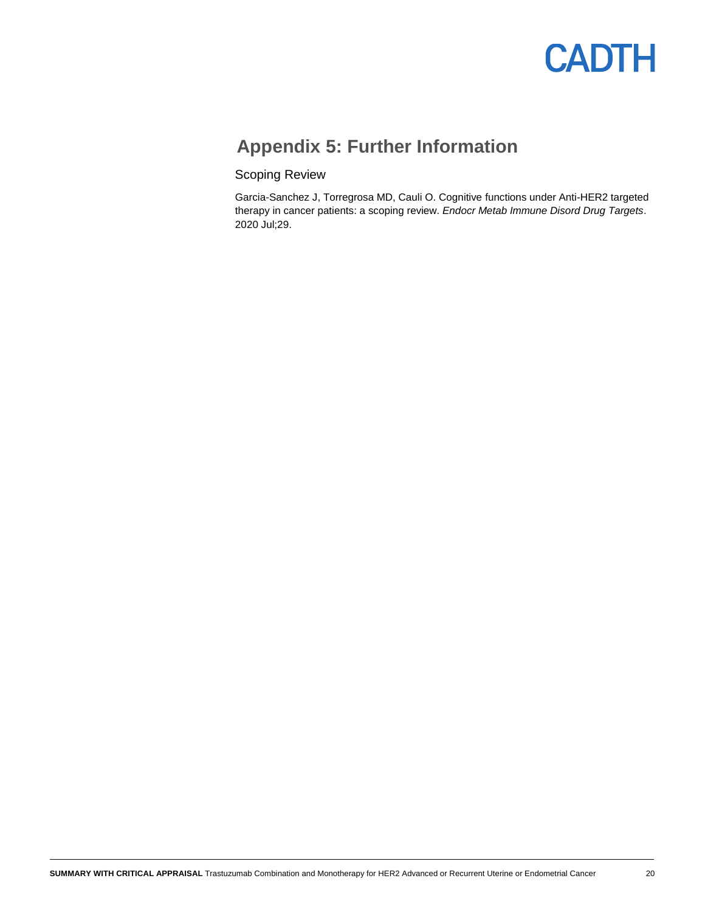# Appendix 5: Further Information

## Scoping Review

Garcia-Sanchez J, Torregrosa MD, Cauli O. Cognitive functions under Anti-HER2 targeted therapy in cancer patients: a scoping review. *Endocr Metab Immune Disord Drug Targets*. 2020 Jul;29.